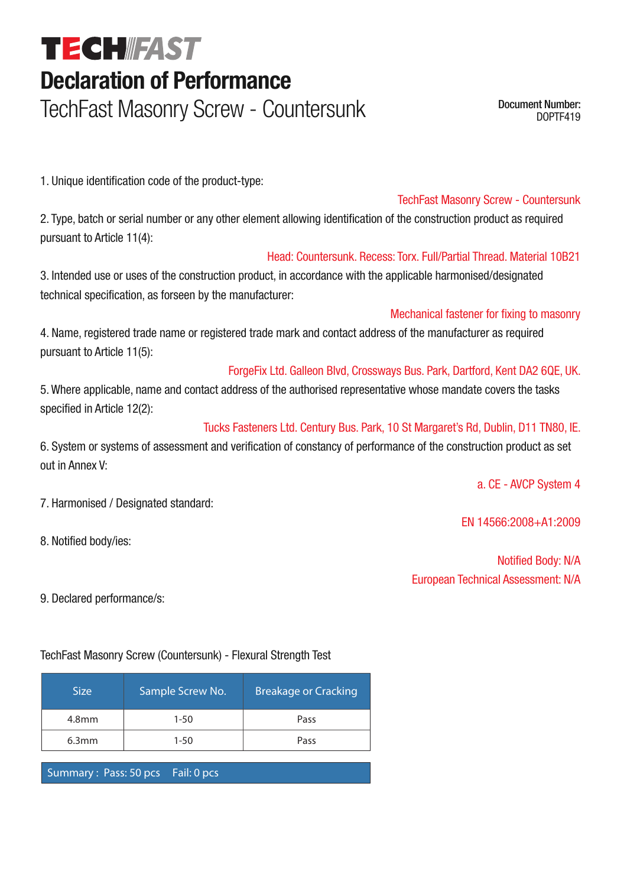# TECH FAST

# Declaration of Performance

## TechFast Masonry Screw - Countersunk

**Document Number:**
DOPTF419

1. Unique identification code of the product-type:

TechFast Masonry Screw - Countersunk

2. Type, batch or serial number or any other element allowing identification of the construction product as required pursuant to Article 11(4):

Head: Countersunk. Recess: Torx. Full/Partial Thread. Material 10B21

3. Intended use or uses of the construction product, in accordance with the applicable harmonised/designated technical specification, as forseen by the manufacturer:

Mechanical fastener for fixing to masonry

4. Name, registered trade name or registered trade mark and contact address of the manufacturer as required pursuant to Article 11(5):

ForgeFix Ltd. Galleon Blvd, Crossways Bus. Park, Dartford, Kent DA2 6QE, UK.

5. Where applicable, name and contact address of the authorised representative whose mandate covers the tasks specified in Article 12(2):

Tucks Fasteners Ltd. Century Bus. Park, 10 St Margaret's Rd, Dublin, D11 TN80, IE.

6. System or systems of assessment and verification of constancy of performance of the construction product as set out in Annex V:

a. CE - AVCP System 4

7. Harmonised / Designated standard:

EN 14566:2008+A1:2009

8. Notified body/ies:

Notified Body: N/A
European Technical Assessment: N/A

9. Declared performance/s:

TechFast Masonry Screw (Countersunk) - Flexural Strength Test

| Size | Sample Screw No. | Breakage or Cracking |
|---|---|---|
| 4.8mm | 1-50 | Pass |
| 6.3mm | 1-50 | Pass |

Summary : Pass: 50 pcs Fail: 0 pcs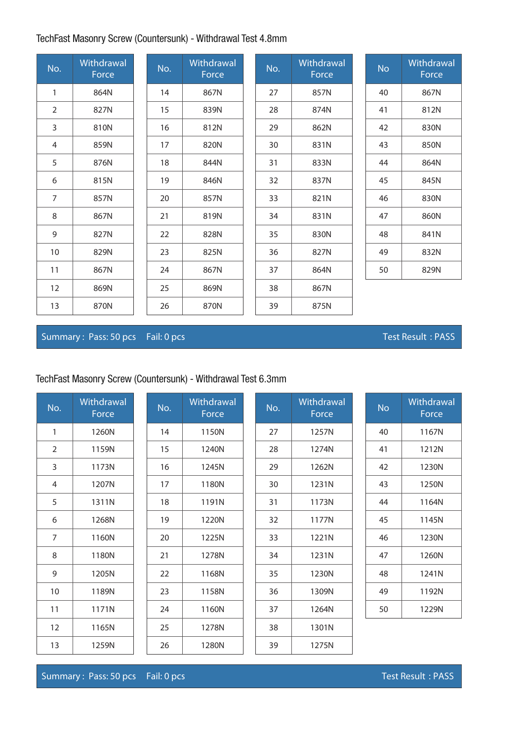TechFast Masonry Screw (Countersunk) - Withdrawal Test 4.8mm

| No. | Withdrawal Force | No. | Withdrawal Force | No. | Withdrawal Force | No | Withdrawal Force |
|---|---|---|---|---|---|---|---|
| 1 | 864N | 14 | 867N | 27 | 857N | 40 | 867N |
| 2 | 827N | 15 | 839N | 28 | 874N | 41 | 812N |
| 3 | 810N | 16 | 812N | 29 | 862N | 42 | 830N |
| 4 | 859N | 17 | 820N | 30 | 831N | 43 | 850N |
| 5 | 876N | 18 | 844N | 31 | 833N | 44 | 864N |
| 6 | 815N | 19 | 846N | 32 | 837N | 45 | 845N |
| 7 | 857N | 20 | 857N | 33 | 821N | 46 | 830N |
| 8 | 867N | 21 | 819N | 34 | 831N | 47 | 860N |
| 9 | 827N | 22 | 828N | 35 | 830N | 48 | 841N |
| 10 | 829N | 23 | 825N | 36 | 827N | 49 | 832N |
| 11 | 867N | 24 | 867N | 37 | 864N | 50 | 829N |
| 12 | 869N | 25 | 869N | 38 | 867N | | |
| 13 | 870N | 26 | 870N | 39 | 875N | | |

Summary : Pass: 50 pcs Fail: 0 pcs Test Result : PASS

TechFast Masonry Screw (Countersunk) - Withdrawal Test 6.3mm

| No. | Withdrawal Force | No. | Withdrawal Force | No. | Withdrawal Force | No | Withdrawal Force |
|---|---|---|---|---|---|---|---|
| 1 | 1260N | 14 | 1150N | 27 | 1257N | 40 | 1167N |
| 2 | 1159N | 15 | 1240N | 28 | 1274N | 41 | 1212N |
| 3 | 1173N | 16 | 1245N | 29 | 1262N | 42 | 1230N |
| 4 | 1207N | 17 | 1180N | 30 | 1231N | 43 | 1250N |
| 5 | 1311N | 18 | 1191N | 31 | 1173N | 44 | 1164N |
| 6 | 1268N | 19 | 1220N | 32 | 1177N | 45 | 1145N |
| 7 | 1160N | 20 | 1225N | 33 | 1221N | 46 | 1230N |
| 8 | 1180N | 21 | 1278N | 34 | 1231N | 47 | 1260N |
| 9 | 1205N | 22 | 1168N | 35 | 1230N | 48 | 1241N |
| 10 | 1189N | 23 | 1158N | 36 | 1309N | 49 | 1192N |
| 11 | 1171N | 24 | 1160N | 37 | 1264N | 50 | 1229N |
| 12 | 1165N | 25 | 1278N | 38 | 1301N | | |
| 13 | 1259N | 26 | 1280N | 39 | 1275N | | |

Summary : Pass: 50 pcs Fail: 0 pcs Test Result : PASS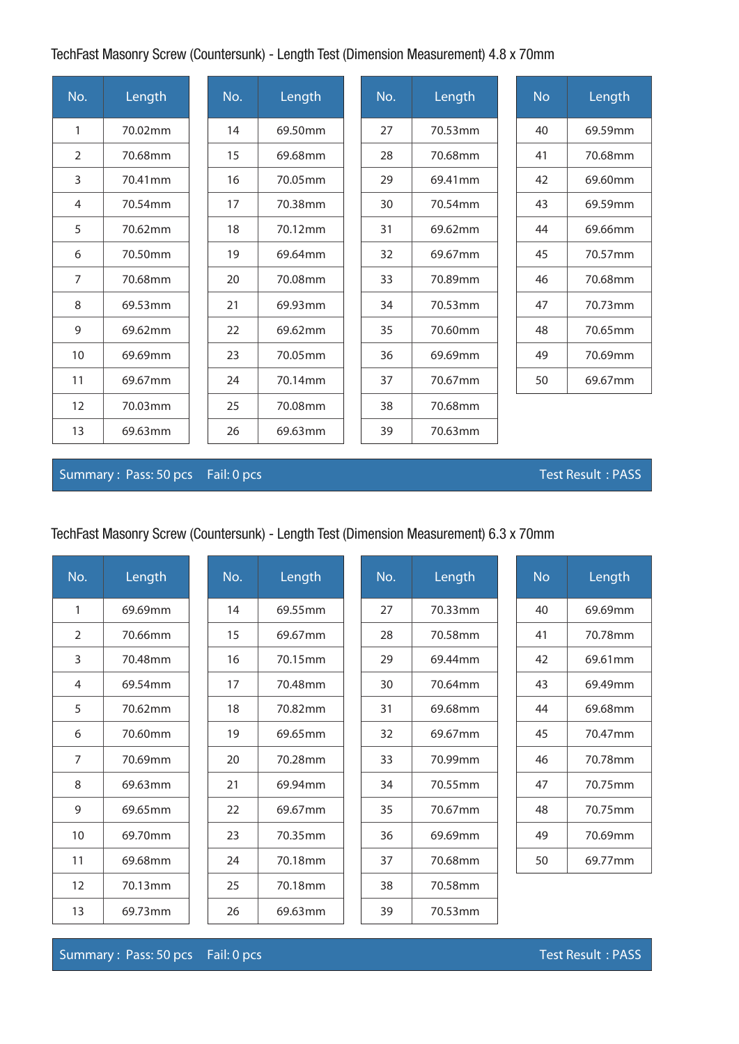TechFast Masonry Screw (Countersunk) - Length Test (Dimension Measurement) 4.8 x 70mm

| No. | Length | No. | Length | No. | Length | No | Length |
|---|---|---|---|---|---|---|---|
| 1 | 70.02mm | 14 | 69.50mm | 27 | 70.53mm | 40 | 69.59mm |
| 2 | 70.68mm | 15 | 69.68mm | 28 | 70.68mm | 41 | 70.68mm |
| 3 | 70.41mm | 16 | 70.05mm | 29 | 69.41mm | 42 | 69.60mm |
| 4 | 70.54mm | 17 | 70.38mm | 30 | 70.54mm | 43 | 69.59mm |
| 5 | 70.62mm | 18 | 70.12mm | 31 | 69.62mm | 44 | 69.66mm |
| 6 | 70.50mm | 19 | 69.64mm | 32 | 69.67mm | 45 | 70.57mm |
| 7 | 70.68mm | 20 | 70.08mm | 33 | 70.89mm | 46 | 70.68mm |
| 8 | 69.53mm | 21 | 69.93mm | 34 | 70.53mm | 47 | 70.73mm |
| 9 | 69.62mm | 22 | 69.62mm | 35 | 70.60mm | 48 | 70.65mm |
| 10 | 69.69mm | 23 | 70.05mm | 36 | 69.69mm | 49 | 70.69mm |
| 11 | 69.67mm | 24 | 70.14mm | 37 | 70.67mm | 50 | 69.67mm |
| 12 | 70.03mm | 25 | 70.08mm | 38 | 70.68mm | | |
| 13 | 69.63mm | 26 | 69.63mm | 39 | 70.63mm | | |

Summary : Pass: 50 pcs Fail: 0 pcs Test Result : PASS

TechFast Masonry Screw (Countersunk) - Length Test (Dimension Measurement) 6.3 x 70mm

| No. | Length | No. | Length | No. | Length | No | Length |
|---|---|---|---|---|---|---|---|
| 1 | 69.69mm | 14 | 69.55mm | 27 | 70.33mm | 40 | 69.69mm |
| 2 | 70.66mm | 15 | 69.67mm | 28 | 70.58mm | 41 | 70.78mm |
| 3 | 70.48mm | 16 | 70.15mm | 29 | 69.44mm | 42 | 69.61mm |
| 4 | 69.54mm | 17 | 70.48mm | 30 | 70.64mm | 43 | 69.49mm |
| 5 | 70.62mm | 18 | 70.82mm | 31 | 69.68mm | 44 | 69.68mm |
| 6 | 70.60mm | 19 | 69.65mm | 32 | 69.67mm | 45 | 70.47mm |
| 7 | 70.69mm | 20 | 70.28mm | 33 | 70.99mm | 46 | 70.78mm |
| 8 | 69.63mm | 21 | 69.94mm | 34 | 70.55mm | 47 | 70.75mm |
| 9 | 69.65mm | 22 | 69.67mm | 35 | 70.67mm | 48 | 70.75mm |
| 10 | 69.70mm | 23 | 70.35mm | 36 | 69.69mm | 49 | 70.69mm |
| 11 | 69.68mm | 24 | 70.18mm | 37 | 70.68mm | 50 | 69.77mm |
| 12 | 70.13mm | 25 | 70.18mm | 38 | 70.58mm | | |
| 13 | 69.73mm | 26 | 69.63mm | 39 | 70.53mm | | |

Summary : Pass: 50 pcs Fail: 0 pcs Test Result : PASS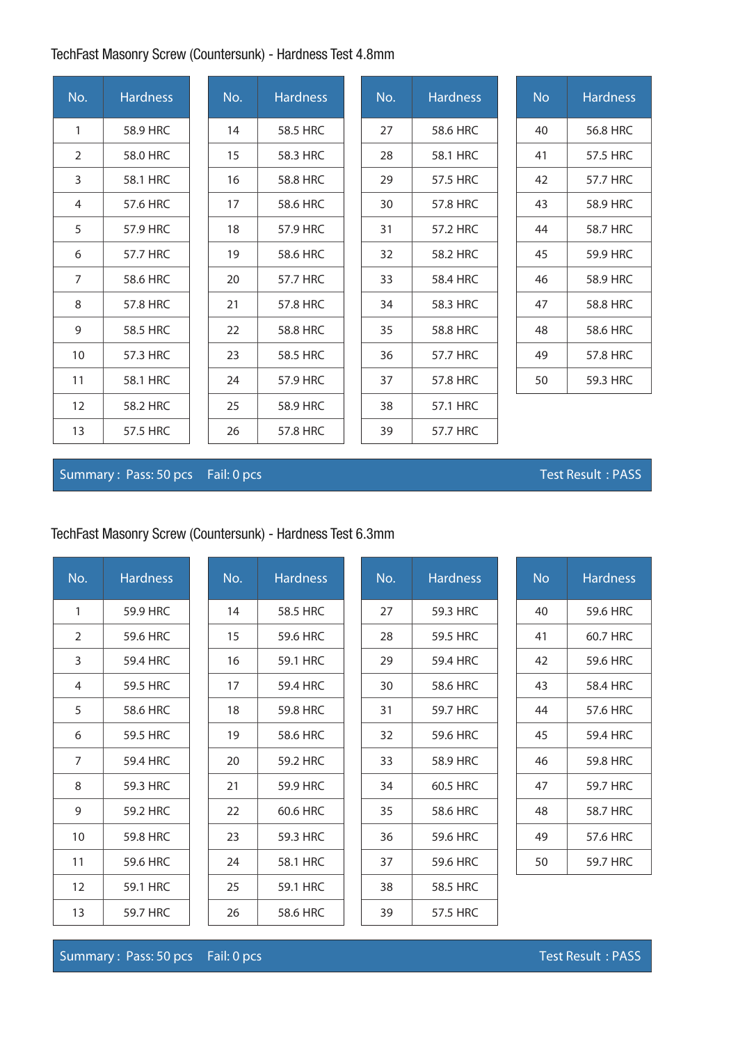## TechFast Masonry Screw (Countersunk) - Hardness Test 4.8mm

| No. | Hardness | No. | Hardness | No. | Hardness | No | Hardness |
|---|---|---|---|---|---|---|---|
| 1 | 58.9 HRC | 14 | 58.5 HRC | 27 | 58.6 HRC | 40 | 56.8 HRC |
| 2 | 58.0 HRC | 15 | 58.3 HRC | 28 | 58.1 HRC | 41 | 57.5 HRC |
| 3 | 58.1 HRC | 16 | 58.8 HRC | 29 | 57.5 HRC | 42 | 57.7 HRC |
| 4 | 57.6 HRC | 17 | 58.6 HRC | 30 | 57.8 HRC | 43 | 58.9 HRC |
| 5 | 57.9 HRC | 18 | 57.9 HRC | 31 | 57.2 HRC | 44 | 58.7 HRC |
| 6 | 57.7 HRC | 19 | 58.6 HRC | 32 | 58.2 HRC | 45 | 59.9 HRC |
| 7 | 58.6 HRC | 20 | 57.7 HRC | 33 | 58.4 HRC | 46 | 58.9 HRC |
| 8 | 57.8 HRC | 21 | 57.8 HRC | 34 | 58.3 HRC | 47 | 58.8 HRC |
| 9 | 58.5 HRC | 22 | 58.8 HRC | 35 | 58.8 HRC | 48 | 58.6 HRC |
| 10 | 57.3 HRC | 23 | 58.5 HRC | 36 | 57.7 HRC | 49 | 57.8 HRC |
| 11 | 58.1 HRC | 24 | 57.9 HRC | 37 | 57.8 HRC | 50 | 59.3 HRC |
| 12 | 58.2 HRC | 25 | 58.9 HRC | 38 | 57.1 HRC | | |
| 13 | 57.5 HRC | 26 | 57.8 HRC | 39 | 57.7 HRC | | |

Summary : Pass: 50 pcs Fail: 0 pcs Test Result : PASS

## TechFast Masonry Screw (Countersunk) - Hardness Test 6.3mm

| No. | Hardness | No. | Hardness | No. | Hardness | No | Hardness |
|---|---|---|---|---|---|---|---|
| 1 | 59.9 HRC | 14 | 58.5 HRC | 27 | 59.3 HRC | 40 | 59.6 HRC |
| 2 | 59.6 HRC | 15 | 59.6 HRC | 28 | 59.5 HRC | 41 | 60.7 HRC |
| 3 | 59.4 HRC | 16 | 59.1 HRC | 29 | 59.4 HRC | 42 | 59.6 HRC |
| 4 | 59.5 HRC | 17 | 59.4 HRC | 30 | 58.6 HRC | 43 | 58.4 HRC |
| 5 | 58.6 HRC | 18 | 59.8 HRC | 31 | 59.7 HRC | 44 | 57.6 HRC |
| 6 | 59.5 HRC | 19 | 58.6 HRC | 32 | 59.6 HRC | 45 | 59.4 HRC |
| 7 | 59.4 HRC | 20 | 59.2 HRC | 33 | 58.9 HRC | 46 | 59.8 HRC |
| 8 | 59.3 HRC | 21 | 59.9 HRC | 34 | 60.5 HRC | 47 | 59.7 HRC |
| 9 | 59.2 HRC | 22 | 60.6 HRC | 35 | 58.6 HRC | 48 | 58.7 HRC |
| 10 | 59.8 HRC | 23 | 59.3 HRC | 36 | 59.6 HRC | 49 | 57.6 HRC |
| 11 | 59.6 HRC | 24 | 58.1 HRC | 37 | 59.6 HRC | 50 | 59.7 HRC |
| 12 | 59.1 HRC | 25 | 59.1 HRC | 38 | 58.5 HRC | | |
| 13 | 59.7 HRC | 26 | 58.6 HRC | 39 | 57.5 HRC | | |

Summary : Pass: 50 pcs Fail: 0 pcs Test Result : PASS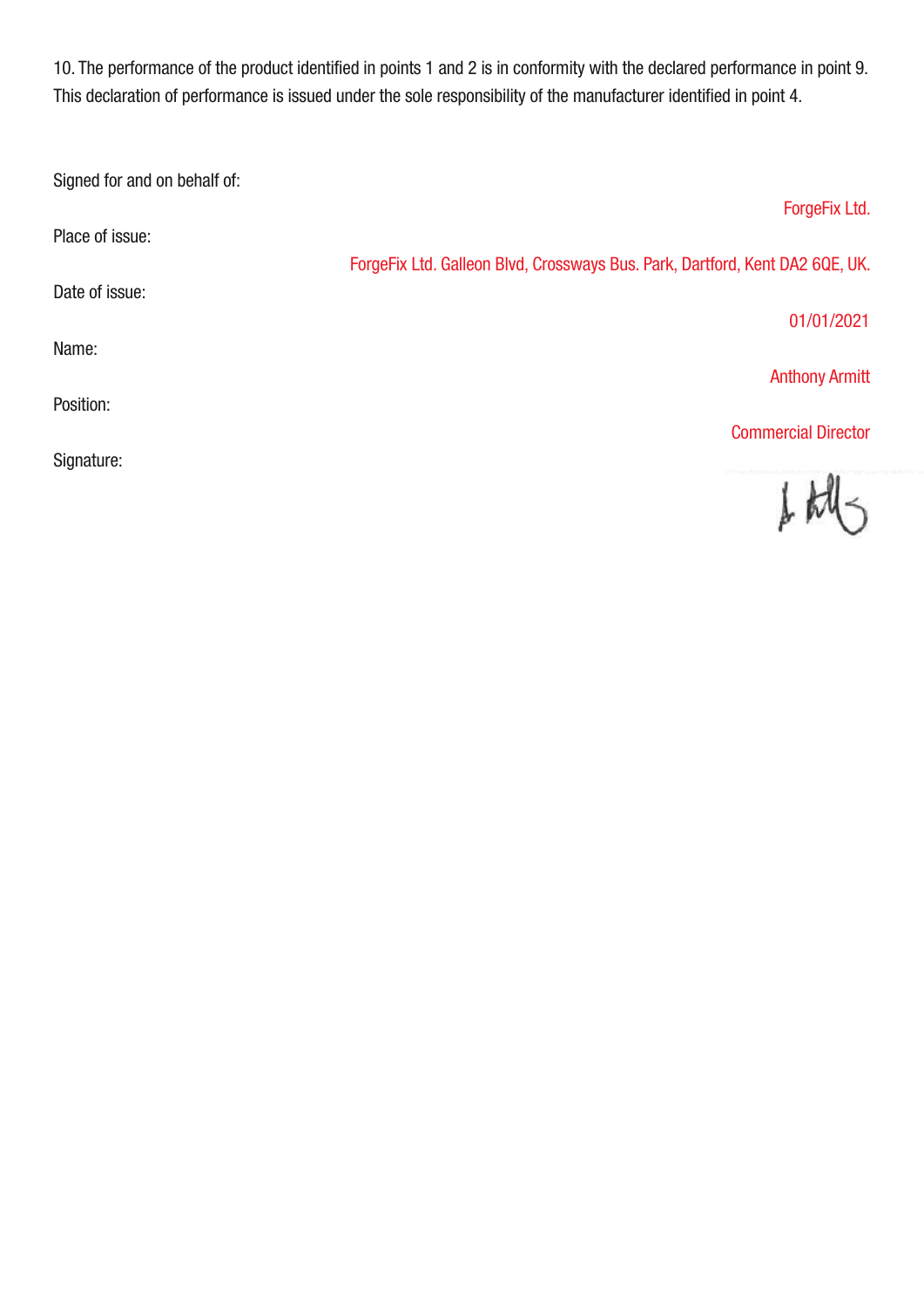10. The performance of the product identified in points 1 and 2 is in conformity with the declared performance in point 9. This declaration of performance is issued under the sole responsibility of the manufacturer identified in point 4.

| | |
|---|---|
| Signed for and on behalf of: | ForgeFix Ltd. |
| Place of issue: | ForgeFix Ltd. Galleon Blvd, Crossways Bus. Park, Dartford, Kent DA2 6QE, UK. |
| Date of issue: | 01/01/2021 |
| Name: | Anthony Armitt |
| Position: | Commercial Director |
| Signature: | |